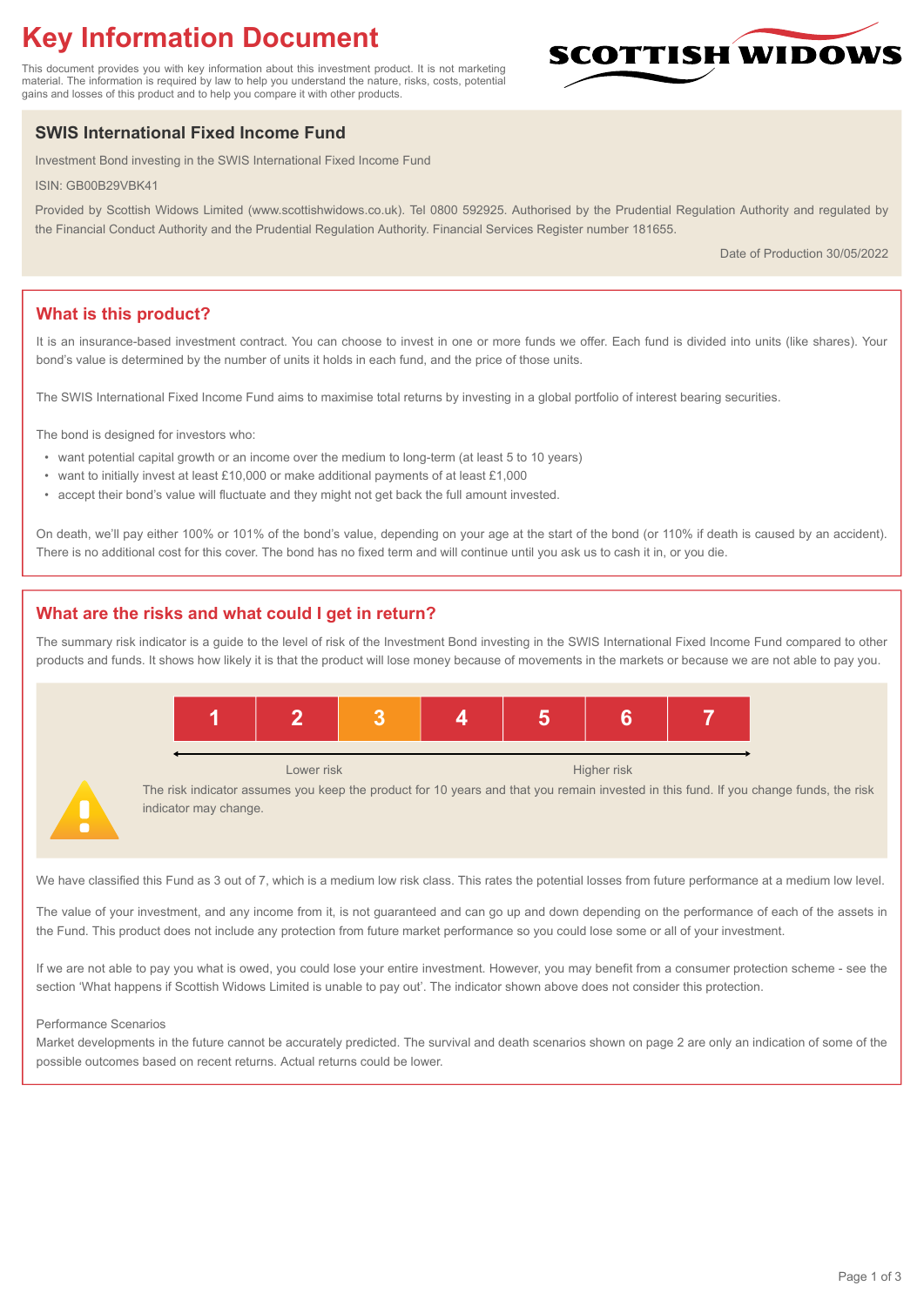# Key Information Document

This document provides you with key information about this investment product. It is not marketing material. The information is required by law to help you understand the nature, risks, costs, potential gains and losses of this product and to help you compare it with other products.

SCOTTISH WIDOWS

## SWIS International Fixed Income Fund

Investment Bond investing in the SWIS International Fixed Income Fund

ISIN: GB00B29VBK41

Provided by Scottish Widows Limited (www.scottishwidows.co.uk). Tel 0800 592925. Authorised by the Prudential Regulation Authority and regulated by the Financial Conduct Authority and the Prudential Regulation Authority. Financial Services Register number 181655.

Date of Production 30/05/2022

## What is this product?

It is an insurance-based investment contract. You can choose to invest in one or more funds we offer. Each fund is divided into units (like shares). Your bond's value is determined by the number of units it holds in each fund, and the price of those units.

The SWIS International Fixed Income Fund aims to maximise total returns by investing in a global portfolio of interest bearing securities.

The bond is designed for investors who:

- want potential capital growth or an income over the medium to long-term (at least 5 to 10 years)
- want to initially invest at least £10,000 or make additional payments of at least £1,000
- accept their bond's value will fluctuate and they might not get back the full amount invested.

On death, we'll pay either 100% or 101% of the bond's value, depending on your age at the start of the bond (or 110% if death is caused by an accident). There is no additional cost for this cover. The bond has no fixed term and will continue until you ask us to cash it in, or you die.

## What are the risks and what could I get in return?

The summary risk indicator is a guide to the level of risk of the Investment Bond investing in the SWIS International Fixed Income Fund compared to other products and funds. It shows how likely it is that the product will lose money because of movements in the markets or because we are not able to pay you.

| 1 | 2 | **3** | 4 | 5 | 6 | 7 |
|---|---|---|---|---|---|---|

Lower risk ←→ Higher risk

The risk indicator assumes you keep the product for 10 years and that you remain invested in this fund. If you change funds, the risk indicator may change.

We have classified this Fund as 3 out of 7, which is a medium low risk class. This rates the potential losses from future performance at a medium low level.

The value of your investment, and any income from it, is not guaranteed and can go up and down depending on the performance of each of the assets in the Fund. This product does not include any protection from future market performance so you could lose some or all of your investment.

If we are not able to pay you what is owed, you could lose your entire investment. However, you may benefit from a consumer protection scheme - see the section 'What happens if Scottish Widows Limited is unable to pay out'. The indicator shown above does not consider this protection.

Performance Scenarios

Market developments in the future cannot be accurately predicted. The survival and death scenarios shown on page 2 are only an indication of some of the possible outcomes based on recent returns. Actual returns could be lower.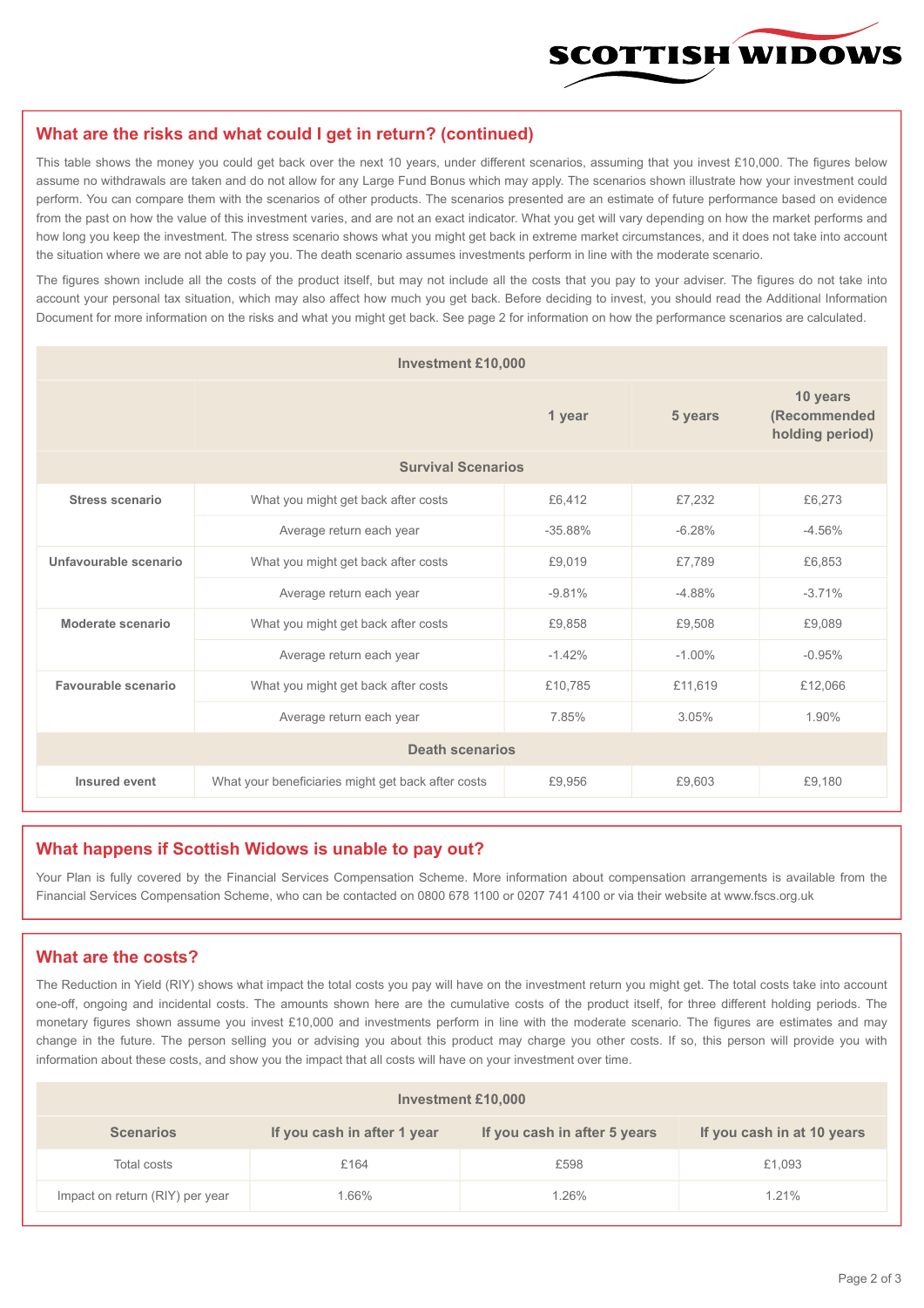## What are the risks and what could I get in return? (continued)

This table shows the money you could get back over the next 10 years, under different scenarios, assuming that you invest £10,000. The figures below assume no withdrawals are taken and do not allow for any Large Fund Bonus which may apply. The scenarios shown illustrate how your investment could perform. You can compare them with the scenarios of other products. The scenarios presented are an estimate of future performance based on evidence from the past on how the value of this investment varies, and are not an exact indicator. What you get will vary depending on how the market performs and how long you keep the investment. The stress scenario shows what you might get back in extreme market circumstances, and it does not take into account the situation where we are not able to pay you. The death scenario assumes investments perform in line with the moderate scenario.

The figures shown include all the costs of the product itself, but may not include all the costs that you pay to your adviser. The figures do not take into account your personal tax situation, which may also affect how much you get back. Before deciding to invest, you should read the Additional Information Document for more information on the risks and what you might get back. See page 2 for information on how the performance scenarios are calculated.

| Investment £10,000 | | | | |
|---|---|---|---|---|
| | | 1 year | 5 years | 10 years (Recommended holding period) |
| **Survival Scenarios** | | | | |
| **Stress scenario** | What you might get back after costs | £6,412 | £7,232 | £6,273 |
| | Average return each year | -35.88% | -6.28% | -4.56% |
| **Unfavourable scenario** | What you might get back after costs | £9,019 | £7,789 | £6,853 |
| | Average return each year | -9.81% | -4.88% | -3.71% |
| **Moderate scenario** | What you might get back after costs | £9,858 | £9,508 | £9,089 |
| | Average return each year | -1.42% | -1.00% | -0.95% |
| **Favourable scenario** | What you might get back after costs | £10,785 | £11,619 | £12,066 |
| | Average return each year | 7.85% | 3.05% | 1.90% |
| **Death scenarios** | | | | |
| **Insured event** | What your beneficiaries might get back after costs | £9,956 | £9,603 | £9,180 |

## What happens if Scottish Widows is unable to pay out?

Your Plan is fully covered by the Financial Services Compensation Scheme. More information about compensation arrangements is available from the Financial Services Compensation Scheme, who can be contacted on 0800 678 1100 or 0207 741 4100 or via their website at www.fscs.org.uk

## What are the costs?

The Reduction in Yield (RIY) shows what impact the total costs you pay will have on the investment return you might get. The total costs take into account one-off, ongoing and incidental costs. The amounts shown here are the cumulative costs of the product itself, for three different holding periods. The monetary figures shown assume you invest £10,000 and investments perform in line with the moderate scenario. The figures are estimates and may change in the future. The person selling you or advising you about this product may charge you other costs. If so, this person will provide you with information about these costs, and show you the impact that all costs will have on your investment over time.

| Investment £10,000 | | | |
|---|---|---|---|
| **Scenarios** | **If you cash in after 1 year** | **If you cash in after 5 years** | **If you cash in at 10 years** |
| Total costs | £164 | £598 | £1,093 |
| Impact on return (RIY) per year | 1.66% | 1.26% | 1.21% |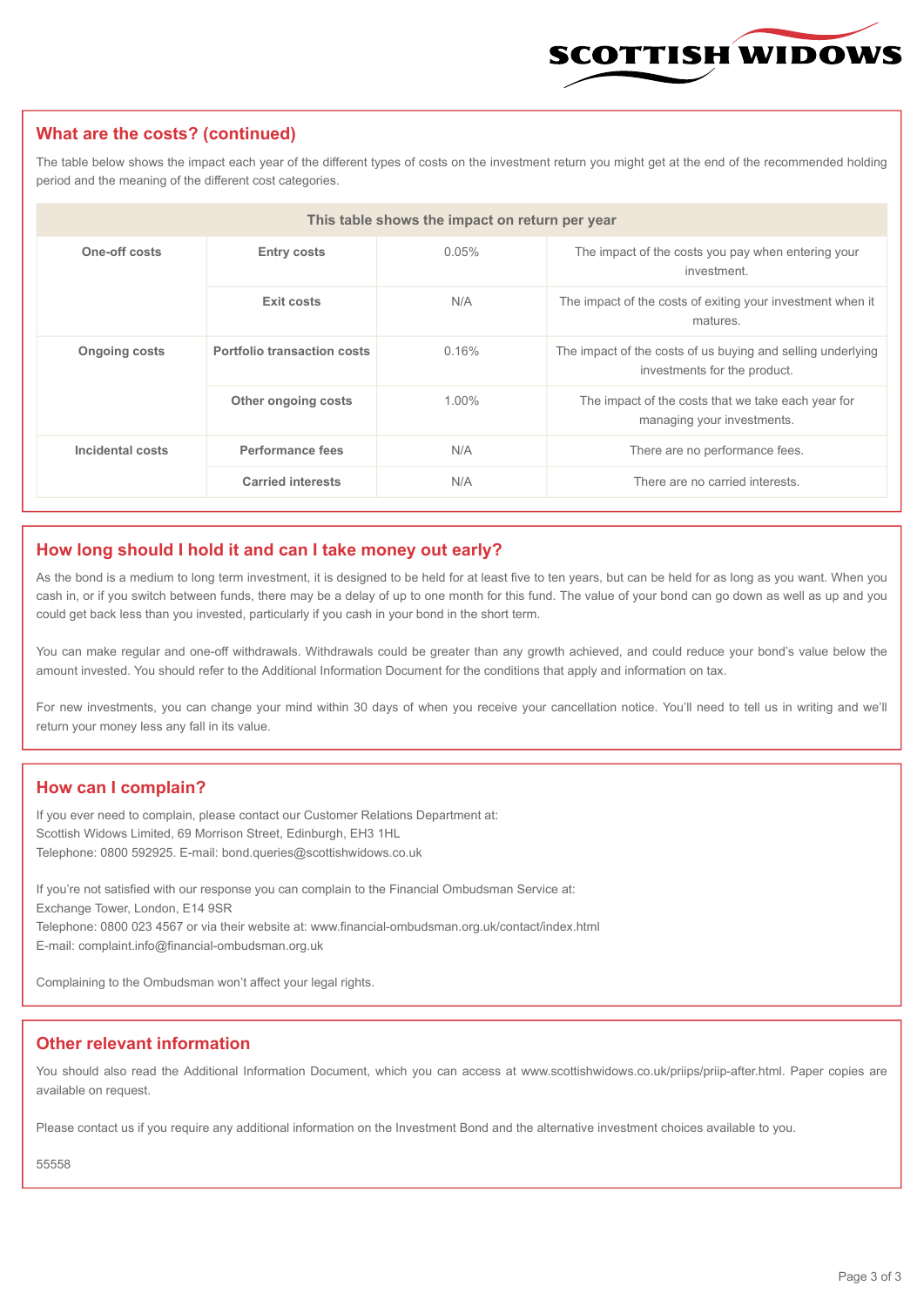## What are the costs? (continued)

The table below shows the impact each year of the different types of costs on the investment return you might get at the end of the recommended holding period and the meaning of the different cost categories.

| This table shows the impact on return per year | | | |
|---|---|---|---|
| **One-off costs** | **Entry costs** | 0.05% | The impact of the costs you pay when entering your investment. |
| | **Exit costs** | N/A | The impact of the costs of exiting your investment when it matures. |
| **Ongoing costs** | **Portfolio transaction costs** | 0.16% | The impact of the costs of us buying and selling underlying investments for the product. |
| | **Other ongoing costs** | 1.00% | The impact of the costs that we take each year for managing your investments. |
| **Incidental costs** | **Performance fees** | N/A | There are no performance fees. |
| | **Carried interests** | N/A | There are no carried interests. |

## How long should I hold it and can I take money out early?

As the bond is a medium to long term investment, it is designed to be held for at least five to ten years, but can be held for as long as you want. When you cash in, or if you switch between funds, there may be a delay of up to one month for this fund. The value of your bond can go down as well as up and you could get back less than you invested, particularly if you cash in your bond in the short term.

You can make regular and one-off withdrawals. Withdrawals could be greater than any growth achieved, and could reduce your bond's value below the amount invested. You should refer to the Additional Information Document for the conditions that apply and information on tax.

For new investments, you can change your mind within 30 days of when you receive your cancellation notice. You'll need to tell us in writing and we'll return your money less any fall in its value.

## How can I complain?

If you ever need to complain, please contact our Customer Relations Department at:
Scottish Widows Limited, 69 Morrison Street, Edinburgh, EH3 1HL
Telephone: 0800 592925. E-mail: bond.queries@scottishwidows.co.uk

If you're not satisfied with our response you can complain to the Financial Ombudsman Service at:
Exchange Tower, London, E14 9SR
Telephone: 0800 023 4567 or via their website at: www.financial-ombudsman.org.uk/contact/index.html
E-mail: complaint.info@financial-ombudsman.org.uk

Complaining to the Ombudsman won't affect your legal rights.

## Other relevant information

You should also read the Additional Information Document, which you can access at www.scottishwidows.co.uk/priips/priip-after.html. Paper copies are available on request.

Please contact us if you require any additional information on the Investment Bond and the alternative investment choices available to you.

55558